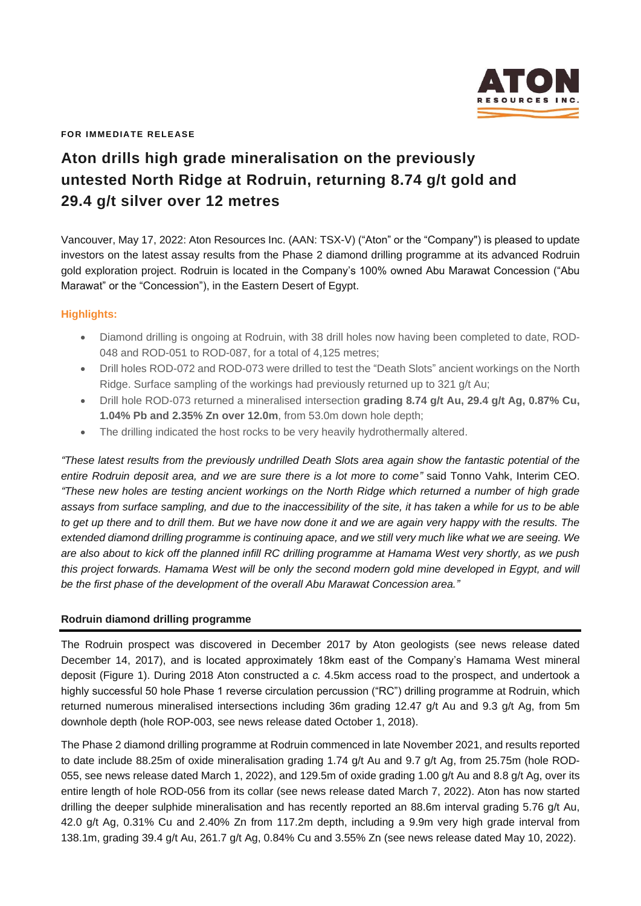**FOR IMMEDIATE RELEASE**

# Aton drills high grade mineralisation on the previously untested North Ridge at Rodruin, returning 8.74 g/t gold and 29.4 g/t silver over 12 metres

Vancouver, May 17, 2022: Aton Resources Inc. (AAN: TSX-V) ("Aton" or the "Company") is pleased to update investors on the latest assay results from the Phase 2 diamond drilling programme at its advanced Rodruin gold exploration project. Rodruin is located in the Company's 100% owned Abu Marawat Concession ("Abu Marawat" or the "Concession"), in the Eastern Desert of Egypt.

## Highlights:

- Diamond drilling is ongoing at Rodruin, with 38 drill holes now having been completed to date, ROD-048 and ROD-051 to ROD-087, for a total of 4,125 metres;
- Drill holes ROD-072 and ROD-073 were drilled to test the "Death Slots" ancient workings on the North Ridge. Surface sampling of the workings had previously returned up to 321 g/t Au;
- Drill hole ROD-073 returned a mineralised intersection **grading 8.74 g/t Au, 29.4 g/t Ag, 0.87% Cu, 1.04% Pb and 2.35% Zn over 12.0m**, from 53.0m down hole depth;
- The drilling indicated the host rocks to be very heavily hydrothermally altered.

*"These latest results from the previously undrilled Death Slots area again show the fantastic potential of the entire Rodruin deposit area, and we are sure there is a lot more to come"* said Tonno Vahk, Interim CEO. *"These new holes are testing ancient workings on the North Ridge which returned a number of high grade assays from surface sampling, and due to the inaccessibility of the site, it has taken a while for us to be able to get up there and to drill them. But we have now done it and we are again very happy with the results. The extended diamond drilling programme is continuing apace, and we still very much like what we are seeing. We are also about to kick off the planned infill RC drilling programme at Hamama West very shortly, as we push this project forwards. Hamama West will be only the second modern gold mine developed in Egypt, and will be the first phase of the development of the overall Abu Marawat Concession area."*

## Rodruin diamond drilling programme

The Rodruin prospect was discovered in December 2017 by Aton geologists (see news release dated December 14, 2017), and is located approximately 18km east of the Company's Hamama West mineral deposit (Figure 1). During 2018 Aton constructed a *c.* 4.5km access road to the prospect, and undertook a highly successful 50 hole Phase 1 reverse circulation percussion ("RC") drilling programme at Rodruin, which returned numerous mineralised intersections including 36m grading 12.47 g/t Au and 9.3 g/t Ag, from 5m downhole depth (hole ROP-003, see news release dated October 1, 2018).

The Phase 2 diamond drilling programme at Rodruin commenced in late November 2021, and results reported to date include 88.25m of oxide mineralisation grading 1.74 g/t Au and 9.7 g/t Ag, from 25.75m (hole ROD-055, see news release dated March 1, 2022), and 129.5m of oxide grading 1.00 g/t Au and 8.8 g/t Ag, over its entire length of hole ROD-056 from its collar (see news release dated March 7, 2022). Aton has now started drilling the deeper sulphide mineralisation and has recently reported an 88.6m interval grading 5.76 g/t Au, 42.0 g/t Ag, 0.31% Cu and 2.40% Zn from 117.2m depth, including a 9.9m very high grade interval from 138.1m, grading 39.4 g/t Au, 261.7 g/t Ag, 0.84% Cu and 3.55% Zn (see news release dated May 10, 2022).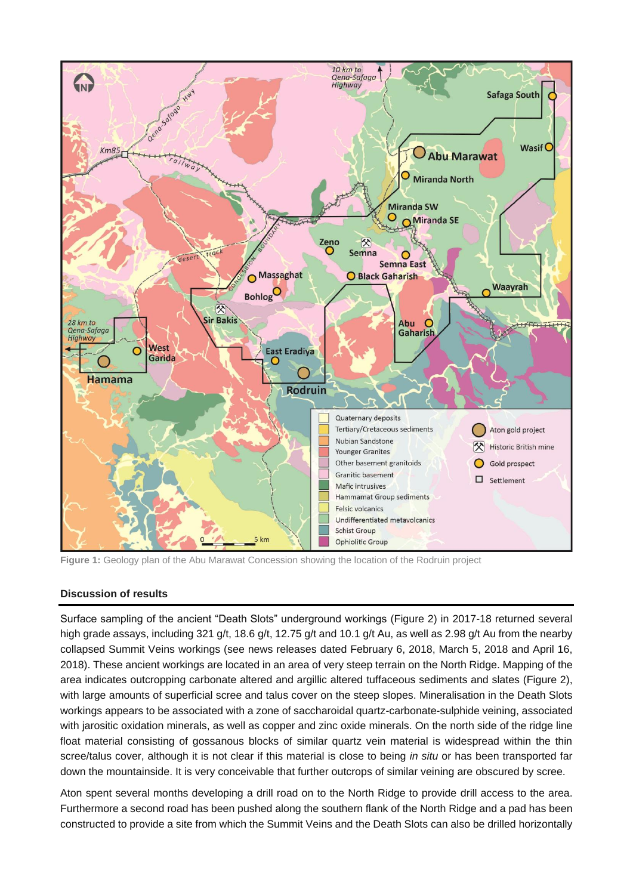Figure 1: Geology plan of the Abu Marawat Concession showing the location of the Rodruin project

## Discussion of results

Surface sampling of the ancient "Death Slots" underground workings (Figure 2) in 2017-18 returned several high grade assays, including 321 g/t, 18.6 g/t, 12.75 g/t and 10.1 g/t Au, as well as 2.98 g/t Au from the nearby collapsed Summit Veins workings (see news releases dated February 6, 2018, March 5, 2018 and April 16, 2018). These ancient workings are located in an area of very steep terrain on the North Ridge. Mapping of the area indicates outcropping carbonate altered and argillic altered tuffaceous sediments and slates (Figure 2), with large amounts of superficial scree and talus cover on the steep slopes. Mineralisation in the Death Slots workings appears to be associated with a zone of saccharoidal quartz-carbonate-sulphide veining, associated with jarositic oxidation minerals, as well as copper and zinc oxide minerals. On the north side of the ridge line float material consisting of gossanous blocks of similar quartz vein material is widespread within the thin scree/talus cover, although it is not clear if this material is close to being *in situ* or has been transported far down the mountainside. It is very conceivable that further outcrops of similar veining are obscured by scree.

Aton spent several months developing a drill road on to the North Ridge to provide drill access to the area. Furthermore a second road has been pushed along the southern flank of the North Ridge and a pad has been constructed to provide a site from which the Summit Veins and the Death Slots can also be drilled horizontally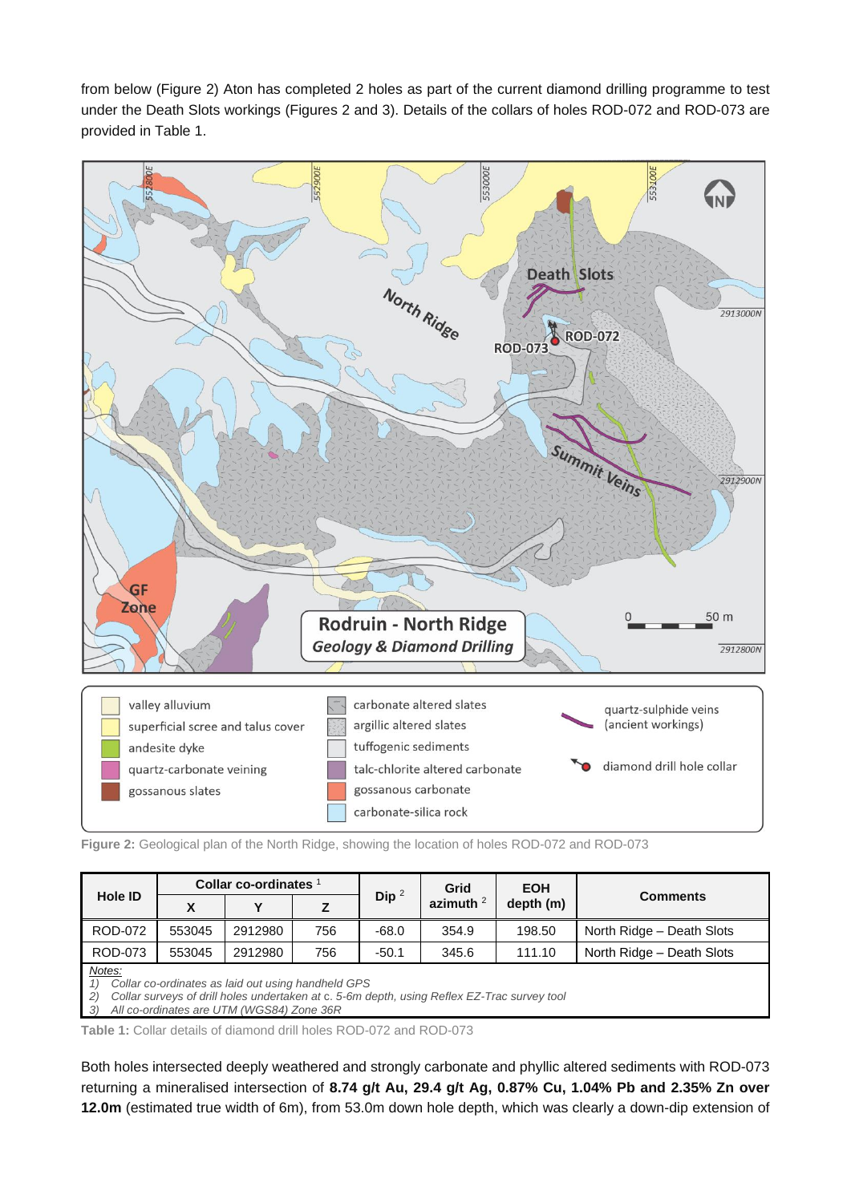from below (Figure 2) Aton has completed 2 holes as part of the current diamond drilling programme to test under the Death Slots workings (Figures 2 and 3). Details of the collars of holes ROD-072 and ROD-073 are provided in Table 1.

**Figure 2:** Geological plan of the North Ridge, showing the location of holes ROD-072 and ROD-073

| Hole ID | Collar co-ordinates [1] | | | Dip [2] | Grid azimuth [2] | EOH depth (m) | Comments |
|---|---|---|---|---|---|---|---|
| | X | Y | Z | | | | |
| ROD-072 | 553045 | 2912980 | 756 | -68.0 | 354.9 | 198.50 | North Ridge – Death Slots |
| ROD-073 | 553045 | 2912980 | 756 | -50.1 | 345.6 | 111.10 | North Ridge – Death Slots |

*Notes:*
1) *Collar co-ordinates as laid out using handheld GPS*
2) *Collar surveys of drill holes undertaken at c. 5-6m depth, using Reflex EZ-Trac survey tool*
3) *All co-ordinates are UTM (WGS84) Zone 36R*

**Table 1:** Collar details of diamond drill holes ROD-072 and ROD-073

Both holes intersected deeply weathered and strongly carbonate and phyllic altered sediments with ROD-073 returning a mineralised intersection of **8.74 g/t Au, 29.4 g/t Ag, 0.87% Cu, 1.04% Pb and 2.35% Zn over 12.0m** (estimated true width of 6m), from 53.0m down hole depth, which was clearly a down-dip extension of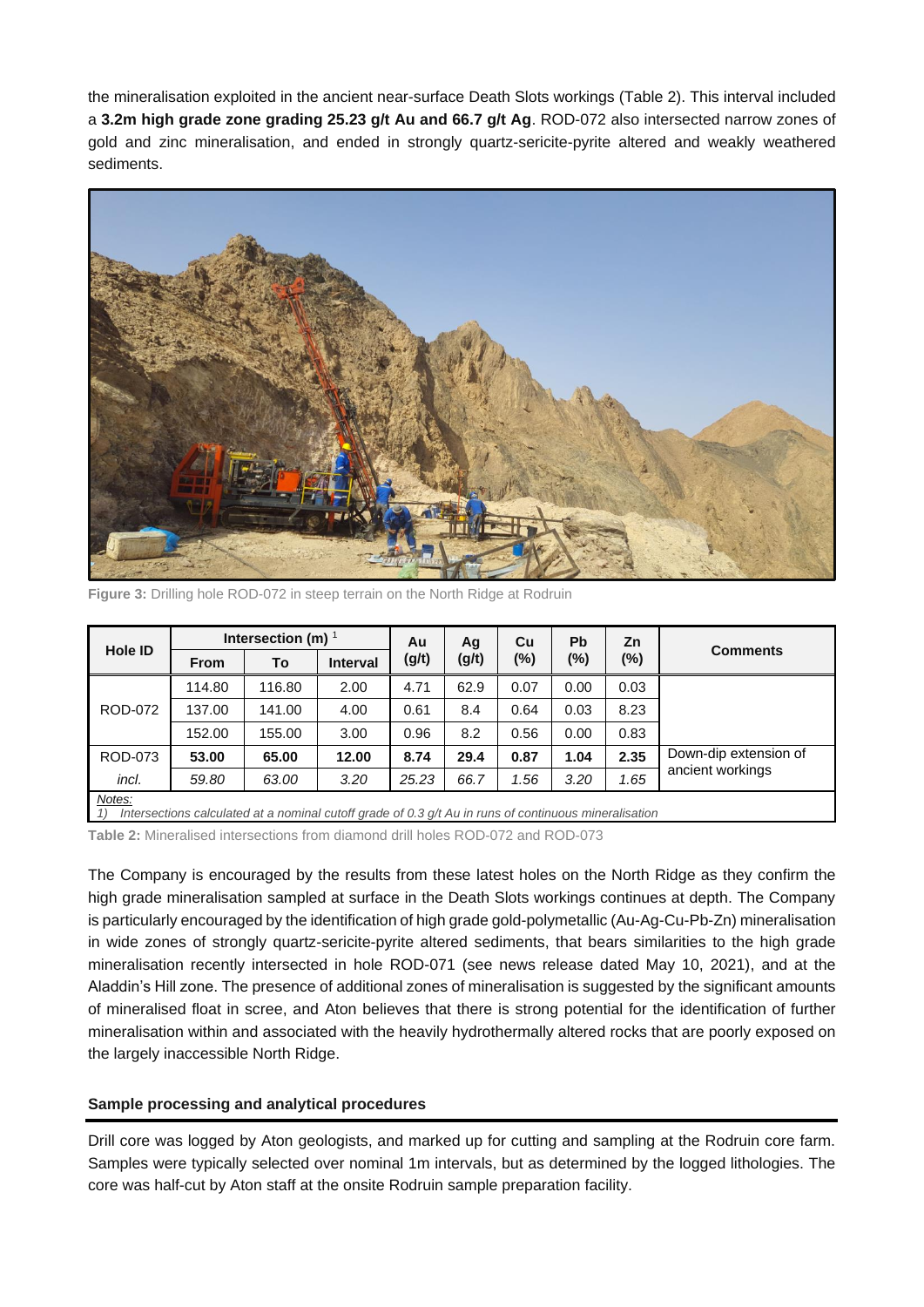the mineralisation exploited in the ancient near-surface Death Slots workings (Table 2). This interval included a **3.2m high grade zone grading 25.23 g/t Au and 66.7 g/t Ag**. ROD-072 also intersected narrow zones of gold and zinc mineralisation, and ended in strongly quartz-sericite-pyrite altered and weakly weathered sediments.

**Figure 3:** Drilling hole ROD-072 in steep terrain on the North Ridge at Rodruin

| Hole ID | Intersection (m) [1] | | | Au (g/t) | Ag (g/t) | Cu (%) | Pb (%) | Zn (%) | Comments |
|---|---|---|---|---|---|---|---|---|---|
| | **From** | **To** | **Interval** | | | | | | |
| ROD-072 | 114.80 | 116.80 | 2.00 | 4.71 | 62.9 | 0.07 | 0.00 | 0.03 | |
| | 137.00 | 141.00 | 4.00 | 0.61 | 8.4 | 0.64 | 0.03 | 8.23 | |
| | 152.00 | 155.00 | 3.00 | 0.96 | 8.2 | 0.56 | 0.00 | 0.83 | |
| ROD-073 | **53.00** | **65.00** | **12.00** | **8.74** | **29.4** | **0.87** | **1.04** | **2.35** | Down-dip extension of ancient workings |
| *incl.* | *59.80* | *63.00* | *3.20* | *25.23* | *66.7* | *1.56* | *3.20* | *1.65* | |

*Notes:*
*1) Intersections calculated at a nominal cutoff grade of 0.3 g/t Au in runs of continuous mineralisation*

**Table 2:** Mineralised intersections from diamond drill holes ROD-072 and ROD-073

The Company is encouraged by the results from these latest holes on the North Ridge as they confirm the high grade mineralisation sampled at surface in the Death Slots workings continues at depth. The Company is particularly encouraged by the identification of high grade gold-polymetallic (Au-Ag-Cu-Pb-Zn) mineralisation in wide zones of strongly quartz-sericite-pyrite altered sediments, that bears similarities to the high grade mineralisation recently intersected in hole ROD-071 (see news release dated May 10, 2021), and at the Aladdin's Hill zone. The presence of additional zones of mineralisation is suggested by the significant amounts of mineralised float in scree, and Aton believes that there is strong potential for the identification of further mineralisation within and associated with the heavily hydrothermally altered rocks that are poorly exposed on the largely inaccessible North Ridge.

**Sample processing and analytical procedures**

Drill core was logged by Aton geologists, and marked up for cutting and sampling at the Rodruin core farm. Samples were typically selected over nominal 1m intervals, but as determined by the logged lithologies. The core was half-cut by Aton staff at the onsite Rodruin sample preparation facility.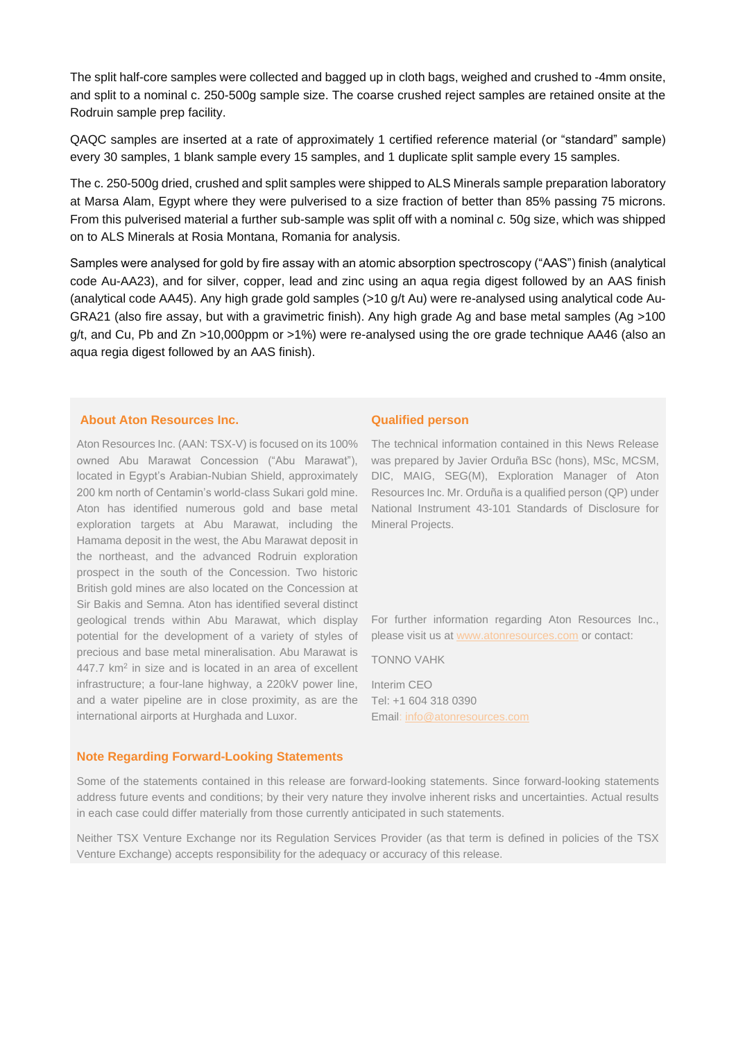The split half-core samples were collected and bagged up in cloth bags, weighed and crushed to -4mm onsite, and split to a nominal c. 250-500g sample size. The coarse crushed reject samples are retained onsite at the Rodruin sample prep facility.

QAQC samples are inserted at a rate of approximately 1 certified reference material (or "standard" sample) every 30 samples, 1 blank sample every 15 samples, and 1 duplicate split sample every 15 samples.

The c. 250-500g dried, crushed and split samples were shipped to ALS Minerals sample preparation laboratory at Marsa Alam, Egypt where they were pulverised to a size fraction of better than 85% passing 75 microns. From this pulverised material a further sub-sample was split off with a nominal *c.* 50g size, which was shipped on to ALS Minerals at Rosia Montana, Romania for analysis.

Samples were analysed for gold by fire assay with an atomic absorption spectroscopy ("AAS") finish (analytical code Au-AA23), and for silver, copper, lead and zinc using an aqua regia digest followed by an AAS finish (analytical code AA45). Any high grade gold samples (>10 g/t Au) were re-analysed using analytical code Au-GRA21 (also fire assay, but with a gravimetric finish). Any high grade Ag and base metal samples (Ag >100 g/t, and Cu, Pb and Zn >10,000ppm or >1%) were re-analysed using the ore grade technique AA46 (also an aqua regia digest followed by an AAS finish).

## About Aton Resources Inc.

Aton Resources Inc. (AAN: TSX-V) is focused on its 100% owned Abu Marawat Concession ("Abu Marawat"), located in Egypt's Arabian-Nubian Shield, approximately 200 km north of Centamin's world-class Sukari gold mine. Aton has identified numerous gold and base metal exploration targets at Abu Marawat, including the Hamama deposit in the west, the Abu Marawat deposit in the northeast, and the advanced Rodruin exploration prospect in the south of the Concession. Two historic British gold mines are also located on the Concession at Sir Bakis and Semna. Aton has identified several distinct geological trends within Abu Marawat, which display potential for the development of a variety of styles of precious and base metal mineralisation. Abu Marawat is 447.7 km$^2$ in size and is located in an area of excellent infrastructure; a four-lane highway, a 220kV power line, and a water pipeline are in close proximity, as are the international airports at Hurghada and Luxor.

## Qualified person

The technical information contained in this News Release was prepared by Javier Orduña BSc (hons), MSc, MCSM, DIC, MAIG, SEG(M), Exploration Manager of Aton Resources Inc. Mr. Orduña is a qualified person (QP) under National Instrument 43-101 Standards of Disclosure for Mineral Projects.

For further information regarding Aton Resources Inc., please visit us at www.atonresources.com or contact:

TONNO VAHK

Interim CEO
Tel: +1 604 318 0390
Email: info@atonresources.com

## Note Regarding Forward-Looking Statements

Some of the statements contained in this release are forward-looking statements. Since forward-looking statements address future events and conditions; by their very nature they involve inherent risks and uncertainties. Actual results in each case could differ materially from those currently anticipated in such statements.

Neither TSX Venture Exchange nor its Regulation Services Provider (as that term is defined in policies of the TSX Venture Exchange) accepts responsibility for the adequacy or accuracy of this release.